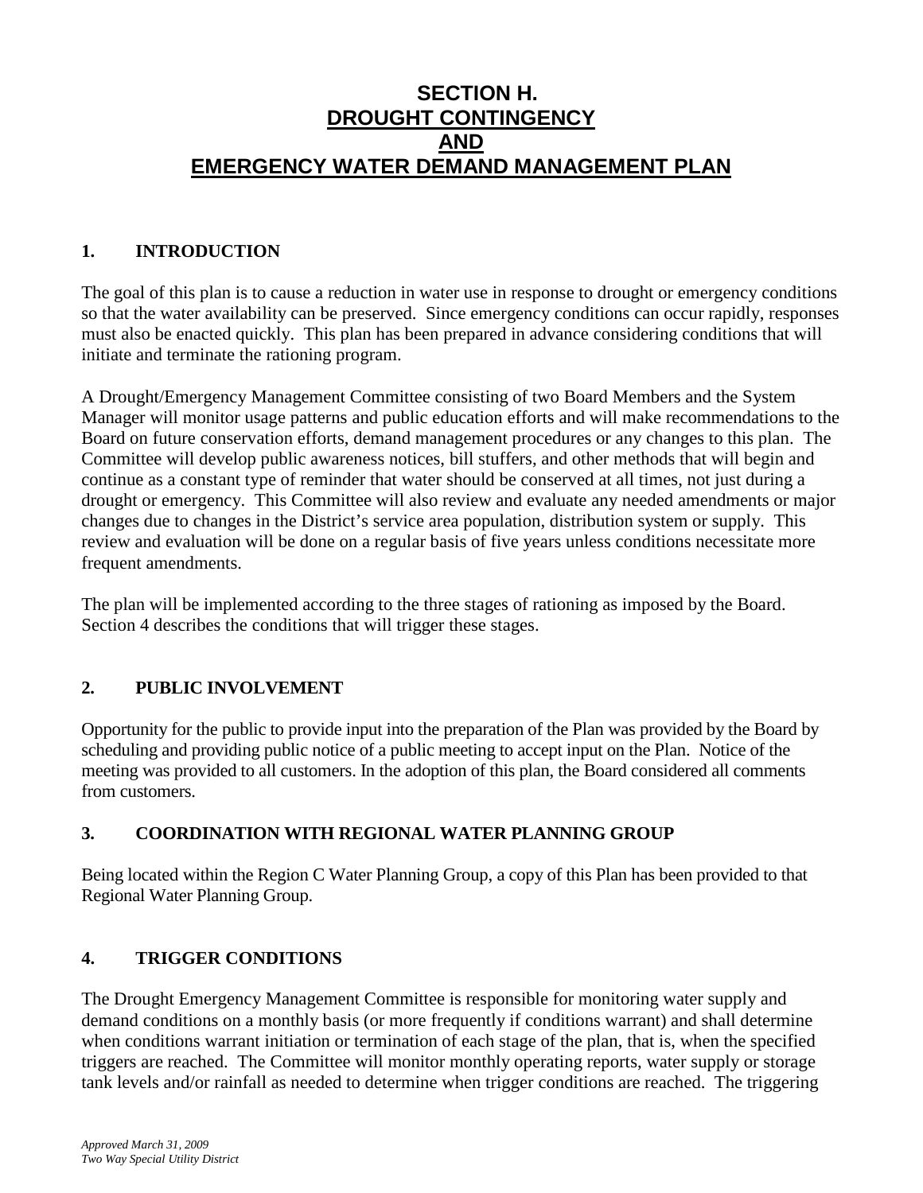# SECTION H.
# DROUGHT CONTINGENCY
# AND
# EMERGENCY WATER DEMAND MANAGEMENT PLAN

## 1. INTRODUCTION

The goal of this plan is to cause a reduction in water use in response to drought or emergency conditions so that the water availability can be preserved. Since emergency conditions can occur rapidly, responses must also be enacted quickly. This plan has been prepared in advance considering conditions that will initiate and terminate the rationing program.

A Drought/Emergency Management Committee consisting of two Board Members and the System Manager will monitor usage patterns and public education efforts and will make recommendations to the Board on future conservation efforts, demand management procedures or any changes to this plan. The Committee will develop public awareness notices, bill stuffers, and other methods that will begin and continue as a constant type of reminder that water should be conserved at all times, not just during a drought or emergency. This Committee will also review and evaluate any needed amendments or major changes due to changes in the District's service area population, distribution system or supply. This review and evaluation will be done on a regular basis of five years unless conditions necessitate more frequent amendments.

The plan will be implemented according to the three stages of rationing as imposed by the Board. Section 4 describes the conditions that will trigger these stages.

## 2. PUBLIC INVOLVEMENT

Opportunity for the public to provide input into the preparation of the Plan was provided by the Board by scheduling and providing public notice of a public meeting to accept input on the Plan. Notice of the meeting was provided to all customers. In the adoption of this plan, the Board considered all comments from customers.

## 3. COORDINATION WITH REGIONAL WATER PLANNING GROUP

Being located within the Region C Water Planning Group, a copy of this Plan has been provided to that Regional Water Planning Group.

## 4. TRIGGER CONDITIONS

The Drought Emergency Management Committee is responsible for monitoring water supply and demand conditions on a monthly basis (or more frequently if conditions warrant) and shall determine when conditions warrant initiation or termination of each stage of the plan, that is, when the specified triggers are reached. The Committee will monitor monthly operating reports, water supply or storage tank levels and/or rainfall as needed to determine when trigger conditions are reached. The triggering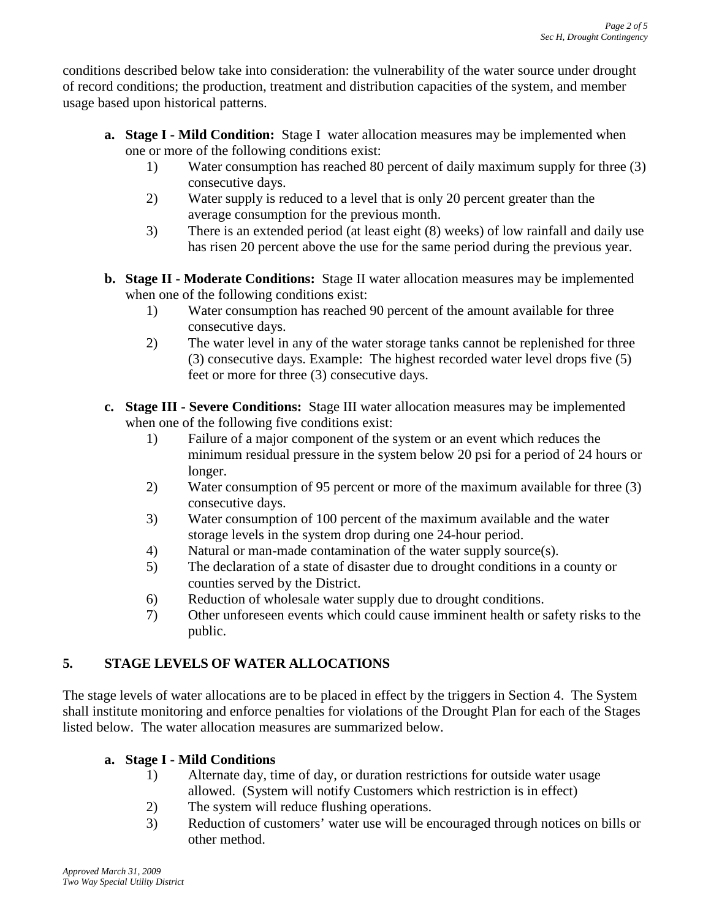conditions described below take into consideration: the vulnerability of the water source under drought of record conditions; the production, treatment and distribution capacities of the system, and member usage based upon historical patterns.

**a. Stage I - Mild Condition:** Stage I water allocation measures may be implemented when one or more of the following conditions exist:

1) Water consumption has reached 80 percent of daily maximum supply for three (3) consecutive days.
2) Water supply is reduced to a level that is only 20 percent greater than the average consumption for the previous month.
3) There is an extended period (at least eight (8) weeks) of low rainfall and daily use has risen 20 percent above the use for the same period during the previous year.

**b. Stage II - Moderate Conditions:** Stage II water allocation measures may be implemented when one of the following conditions exist:

1) Water consumption has reached 90 percent of the amount available for three consecutive days.
2) The water level in any of the water storage tanks cannot be replenished for three (3) consecutive days. Example: The highest recorded water level drops five (5) feet or more for three (3) consecutive days.

**c. Stage III - Severe Conditions:** Stage III water allocation measures may be implemented when one of the following five conditions exist:

1) Failure of a major component of the system or an event which reduces the minimum residual pressure in the system below 20 psi for a period of 24 hours or longer.
2) Water consumption of 95 percent or more of the maximum available for three (3) consecutive days.
3) Water consumption of 100 percent of the maximum available and the water storage levels in the system drop during one 24-hour period.
4) Natural or man-made contamination of the water supply source(s).
5) The declaration of a state of disaster due to drought conditions in a county or counties served by the District.
6) Reduction of wholesale water supply due to drought conditions.
7) Other unforeseen events which could cause imminent health or safety risks to the public.

## 5. STAGE LEVELS OF WATER ALLOCATIONS

The stage levels of water allocations are to be placed in effect by the triggers in Section 4. The System shall institute monitoring and enforce penalties for violations of the Drought Plan for each of the Stages listed below. The water allocation measures are summarized below.

**a. Stage I - Mild Conditions**

1) Alternate day, time of day, or duration restrictions for outside water usage allowed. (System will notify Customers which restriction is in effect)
2) The system will reduce flushing operations.
3) Reduction of customers' water use will be encouraged through notices on bills or other method.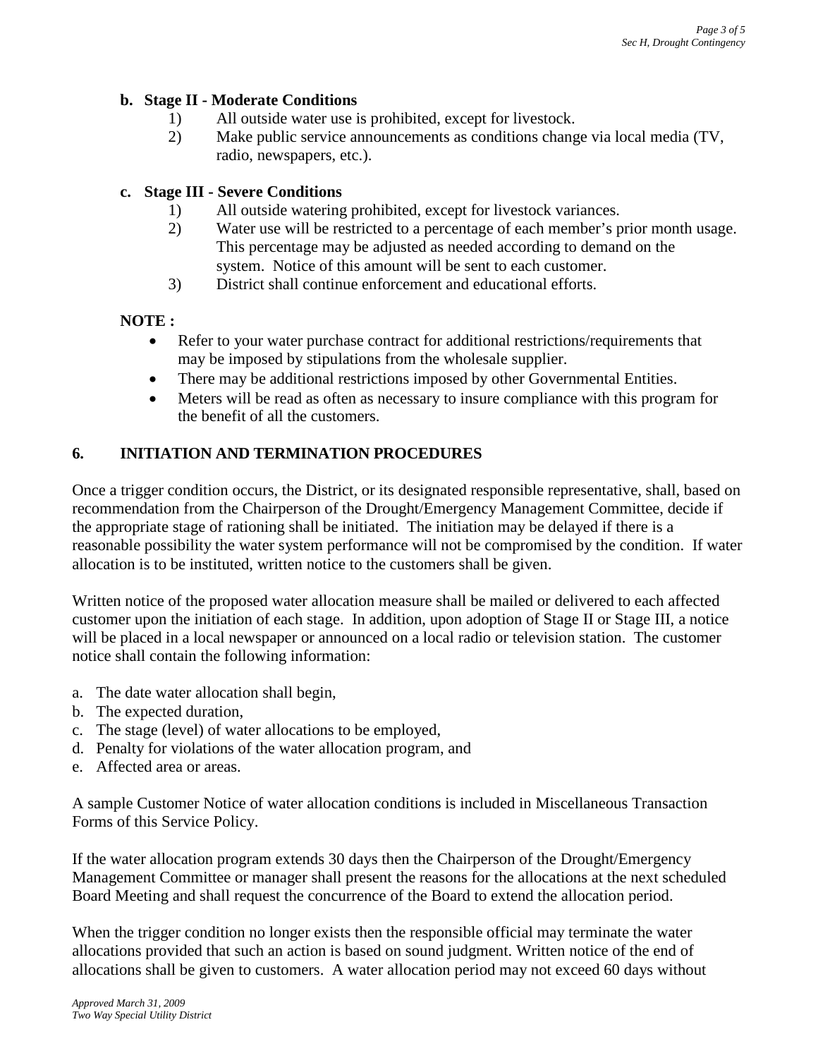**b. Stage II - Moderate Conditions**

1) All outside water use is prohibited, except for livestock.
2) Make public service announcements as conditions change via local media (TV, radio, newspapers, etc.).

**c. Stage III - Severe Conditions**

1) All outside watering prohibited, except for livestock variances.
2) Water use will be restricted to a percentage of each member's prior month usage. This percentage may be adjusted as needed according to demand on the system. Notice of this amount will be sent to each customer.
3) District shall continue enforcement and educational efforts.

**NOTE :**

- Refer to your water purchase contract for additional restrictions/requirements that may be imposed by stipulations from the wholesale supplier.
- There may be additional restrictions imposed by other Governmental Entities.
- Meters will be read as often as necessary to insure compliance with this program for the benefit of all the customers.

## 6. INITIATION AND TERMINATION PROCEDURES

Once a trigger condition occurs, the District, or its designated responsible representative, shall, based on recommendation from the Chairperson of the Drought/Emergency Management Committee, decide if the appropriate stage of rationing shall be initiated. The initiation may be delayed if there is a reasonable possibility the water system performance will not be compromised by the condition. If water allocation is to be instituted, written notice to the customers shall be given.

Written notice of the proposed water allocation measure shall be mailed or delivered to each affected customer upon the initiation of each stage. In addition, upon adoption of Stage II or Stage III, a notice will be placed in a local newspaper or announced on a local radio or television station. The customer notice shall contain the following information:

a. The date water allocation shall begin,
b. The expected duration,
c. The stage (level) of water allocations to be employed,
d. Penalty for violations of the water allocation program, and
e. Affected area or areas.

A sample Customer Notice of water allocation conditions is included in Miscellaneous Transaction Forms of this Service Policy.

If the water allocation program extends 30 days then the Chairperson of the Drought/Emergency Management Committee or manager shall present the reasons for the allocations at the next scheduled Board Meeting and shall request the concurrence of the Board to extend the allocation period.

When the trigger condition no longer exists then the responsible official may terminate the water allocations provided that such an action is based on sound judgment. Written notice of the end of allocations shall be given to customers. A water allocation period may not exceed 60 days without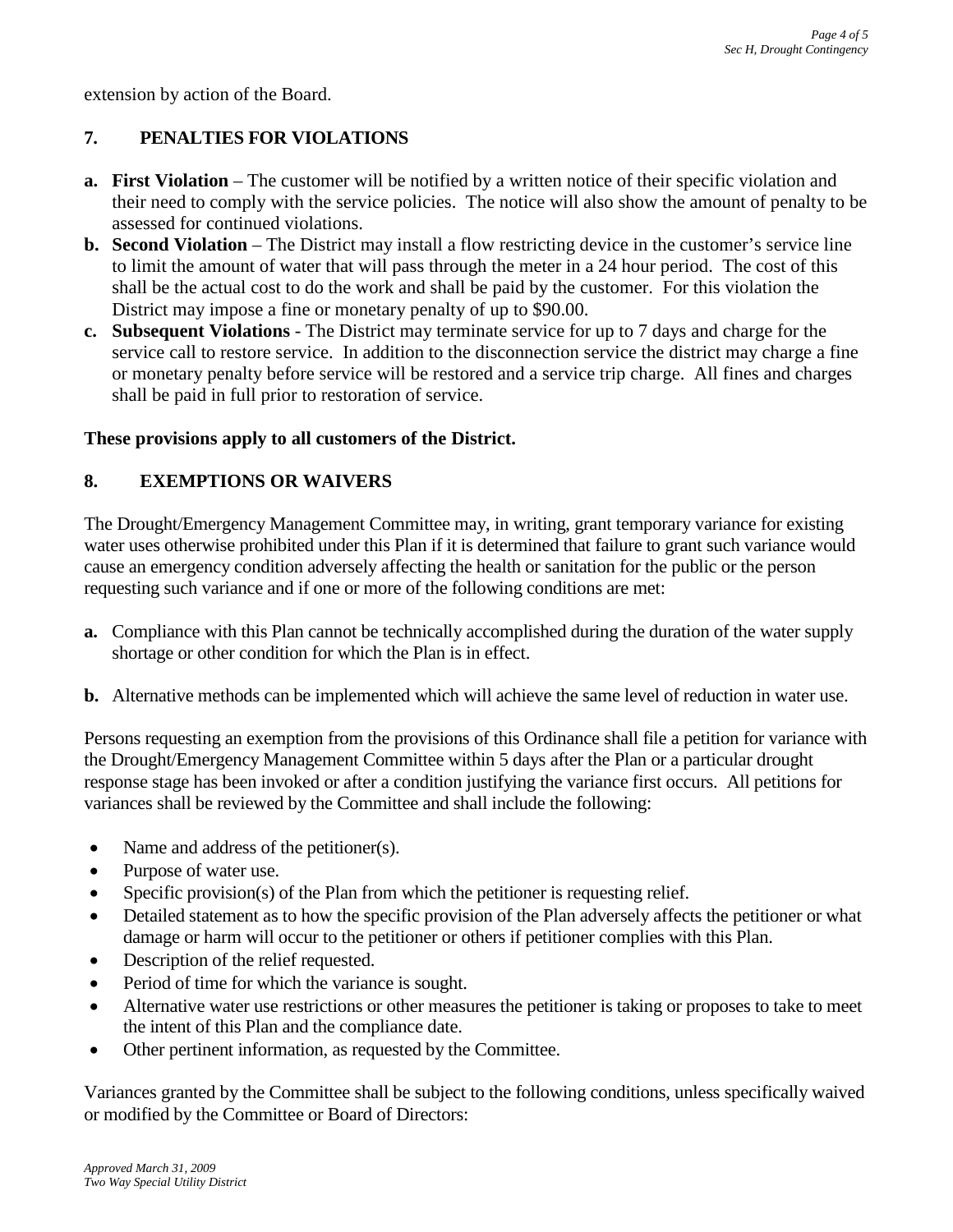extension by action of the Board.

## 7. PENALTIES FOR VIOLATIONS

**a. First Violation** – The customer will be notified by a written notice of their specific violation and their need to comply with the service policies. The notice will also show the amount of penalty to be assessed for continued violations.

**b. Second Violation** – The District may install a flow restricting device in the customer's service line to limit the amount of water that will pass through the meter in a 24 hour period. The cost of this shall be the actual cost to do the work and shall be paid by the customer. For this violation the District may impose a fine or monetary penalty of up to $90.00.

**c. Subsequent Violations** - The District may terminate service for up to 7 days and charge for the service call to restore service. In addition to the disconnection service the district may charge a fine or monetary penalty before service will be restored and a service trip charge. All fines and charges shall be paid in full prior to restoration of service.

**These provisions apply to all customers of the District.**

## 8. EXEMPTIONS OR WAIVERS

The Drought/Emergency Management Committee may, in writing, grant temporary variance for existing water uses otherwise prohibited under this Plan if it is determined that failure to grant such variance would cause an emergency condition adversely affecting the health or sanitation for the public or the person requesting such variance and if one or more of the following conditions are met:

**a.** Compliance with this Plan cannot be technically accomplished during the duration of the water supply shortage or other condition for which the Plan is in effect.

**b.** Alternative methods can be implemented which will achieve the same level of reduction in water use.

Persons requesting an exemption from the provisions of this Ordinance shall file a petition for variance with the Drought/Emergency Management Committee within 5 days after the Plan or a particular drought response stage has been invoked or after a condition justifying the variance first occurs. All petitions for variances shall be reviewed by the Committee and shall include the following:

- Name and address of the petitioner(s).
- Purpose of water use.
- Specific provision(s) of the Plan from which the petitioner is requesting relief.
- Detailed statement as to how the specific provision of the Plan adversely affects the petitioner or what damage or harm will occur to the petitioner or others if petitioner complies with this Plan.
- Description of the relief requested.
- Period of time for which the variance is sought.
- Alternative water use restrictions or other measures the petitioner is taking or proposes to take to meet the intent of this Plan and the compliance date.
- Other pertinent information, as requested by the Committee.

Variances granted by the Committee shall be subject to the following conditions, unless specifically waived or modified by the Committee or Board of Directors: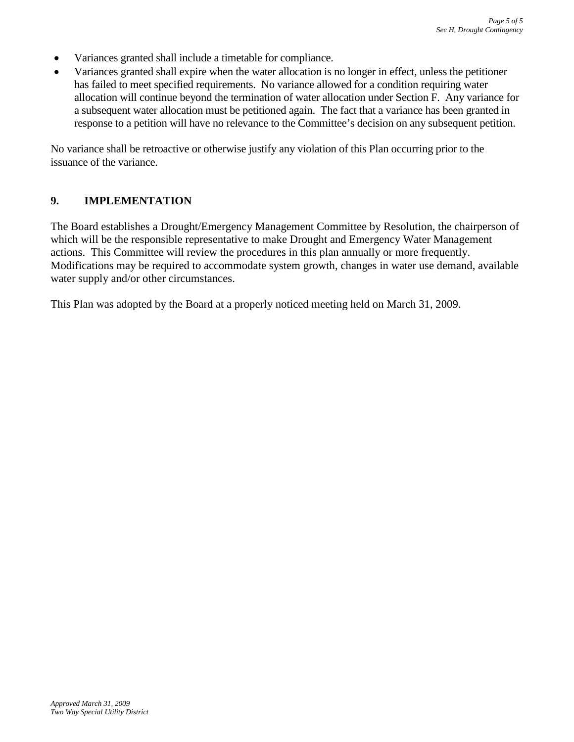- Variances granted shall include a timetable for compliance.
- Variances granted shall expire when the water allocation is no longer in effect, unless the petitioner has failed to meet specified requirements. No variance allowed for a condition requiring water allocation will continue beyond the termination of water allocation under Section F. Any variance for a subsequent water allocation must be petitioned again. The fact that a variance has been granted in response to a petition will have no relevance to the Committee's decision on any subsequent petition.

No variance shall be retroactive or otherwise justify any violation of this Plan occurring prior to the issuance of the variance.

## 9. IMPLEMENTATION

The Board establishes a Drought/Emergency Management Committee by Resolution, the chairperson of which will be the responsible representative to make Drought and Emergency Water Management actions. This Committee will review the procedures in this plan annually or more frequently. Modifications may be required to accommodate system growth, changes in water use demand, available water supply and/or other circumstances.

This Plan was adopted by the Board at a properly noticed meeting held on March 31, 2009.